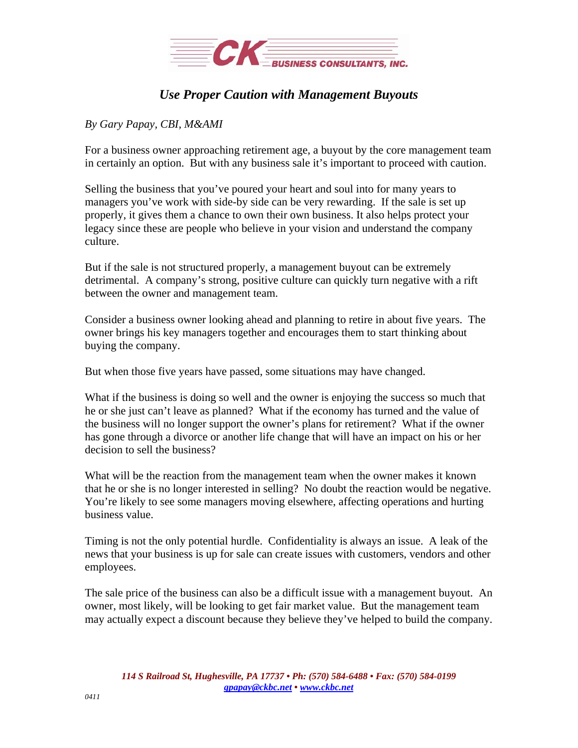CK BUSINESS CONSULTANTS, INC.

# *Use Proper Caution with Management Buyouts*

*By Gary Papay, CBI, M&AMI*

For a business owner approaching retirement age, a buyout by the core management team in certainly an option. But with any business sale it's important to proceed with caution.

Selling the business that you've poured your heart and soul into for many years to managers you've work with side-by side can be very rewarding. If the sale is set up properly, it gives them a chance to own their own business. It also helps protect your legacy since these are people who believe in your vision and understand the company culture.

But if the sale is not structured properly, a management buyout can be extremely detrimental. A company's strong, positive culture can quickly turn negative with a rift between the owner and management team.

Consider a business owner looking ahead and planning to retire in about five years. The owner brings his key managers together and encourages them to start thinking about buying the company.

But when those five years have passed, some situations may have changed.

What if the business is doing so well and the owner is enjoying the success so much that he or she just can't leave as planned? What if the economy has turned and the value of the business will no longer support the owner's plans for retirement? What if the owner has gone through a divorce or another life change that will have an impact on his or her decision to sell the business?

What will be the reaction from the management team when the owner makes it known that he or she is no longer interested in selling? No doubt the reaction would be negative. You're likely to see some managers moving elsewhere, affecting operations and hurting business value.

Timing is not the only potential hurdle. Confidentiality is always an issue. A leak of the news that your business is up for sale can create issues with customers, vendors and other employees.

The sale price of the business can also be a difficult issue with a management buyout. An owner, most likely, will be looking to get fair market value. But the management team may actually expect a discount because they believe they've helped to build the company.

*114 S Railroad St, Hughesville, PA 17737 • Ph: (570) 584-6488 • Fax: (570) 584-0199*
*gpapay@ckbc.net • www.ckbc.net*

*0411*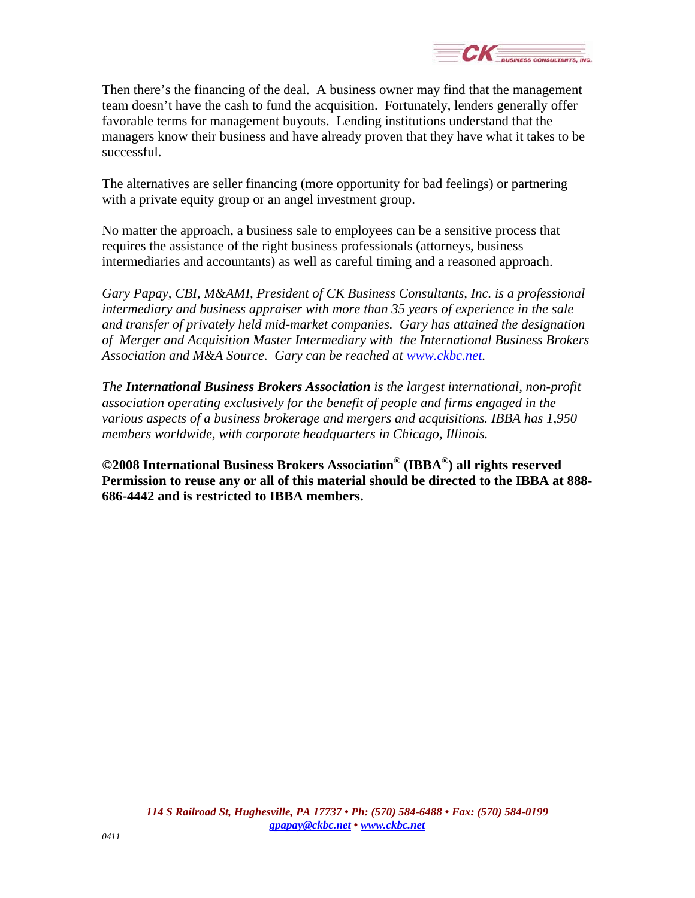Then there's the financing of the deal. A business owner may find that the management team doesn't have the cash to fund the acquisition. Fortunately, lenders generally offer favorable terms for management buyouts. Lending institutions understand that the managers know their business and have already proven that they have what it takes to be successful.

The alternatives are seller financing (more opportunity for bad feelings) or partnering with a private equity group or an angel investment group.

No matter the approach, a business sale to employees can be a sensitive process that requires the assistance of the right business professionals (attorneys, business intermediaries and accountants) as well as careful timing and a reasoned approach.

*Gary Papay, CBI, M&AMI, President of CK Business Consultants, Inc. is a professional intermediary and business appraiser with more than 35 years of experience in the sale and transfer of privately held mid-market companies. Gary has attained the designation of Merger and Acquisition Master Intermediary with the International Business Brokers Association and M&A Source. Gary can be reached at [www.ckbc.net](http://www.ckbc.net).*

*The **International Business Brokers Association** is the largest international, non-profit association operating exclusively for the benefit of people and firms engaged in the various aspects of a business brokerage and mergers and acquisitions. IBBA has 1,950 members worldwide, with corporate headquarters in Chicago, Illinois.*

**©2008 International Business Brokers Association® (IBBA®) all rights reserved Permission to reuse any or all of this material should be directed to the IBBA at 888-686-4442 and is restricted to IBBA members.**